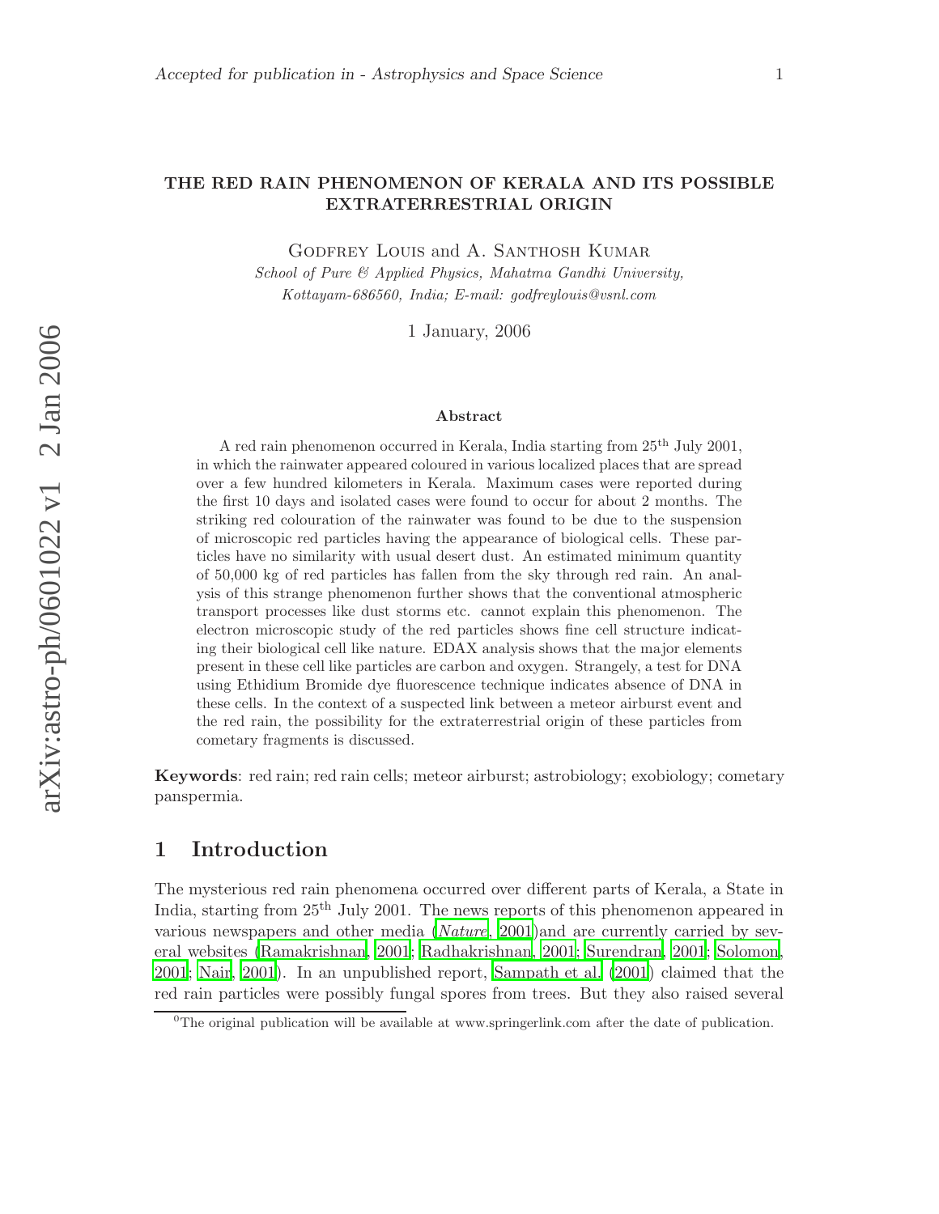# THE RED RAIN PHENOMENON OF KERALA AND ITS POSSIBLE EXTRATERRESTRIAL ORIGIN

Godfrey Louis and A. Santhosh Kumar

*School of Pure & Applied Physics, Mahatma Gandhi University, Kottayam-686560, India; E-mail: godfreylouis@vsnl.com*

1 January, 2006

### Abstract

A red rain phenomenon occurred in Kerala, India starting from 25$^{th}$ July 2001, in which the rainwater appeared coloured in various localized places that are spread over a few hundred kilometers in Kerala. Maximum cases were reported during the first 10 days and isolated cases were found to occur for about 2 months. The striking red colouration of the rainwater was found to be due to the suspension of microscopic red particles having the appearance of biological cells. These particles have no similarity with usual desert dust. An estimated minimum quantity of 50,000 kg of red particles has fallen from the sky through red rain. An analysis of this strange phenomenon further shows that the conventional atmospheric transport processes like dust storms etc. cannot explain this phenomenon. The electron microscopic study of the red particles shows fine cell structure indicating their biological cell like nature. EDAX analysis shows that the major elements present in these cell like particles are carbon and oxygen. Strangely, a test for DNA using Ethidium Bromide dye fluorescence technique indicates absence of DNA in these cells. In the context of a suspected link between a meteor airburst event and the red rain, the possibility for the extraterrestrial origin of these particles from cometary fragments is discussed.

**Keywords**: red rain; red rain cells; meteor airburst; astrobiology; exobiology; cometary panspermia.

## 1 Introduction

The mysterious red rain phenomena occurred over different parts of Kerala, a State in India, starting from 25$^{th}$ July 2001. The news reports of this phenomenon appeared in various newspapers and other media (*Nature*, 2001)and are currently carried by several websites (Ramakrishnan, 2001; Radhakrishnan, 2001; Surendran, 2001; Solomon, 2001; Nair, 2001). In an unpublished report, Sampath et al. (2001) claimed that the red rain particles were possibly fungal spores from trees. But they also raised several

[0]The original publication will be available at www.springerlink.com after the date of publication.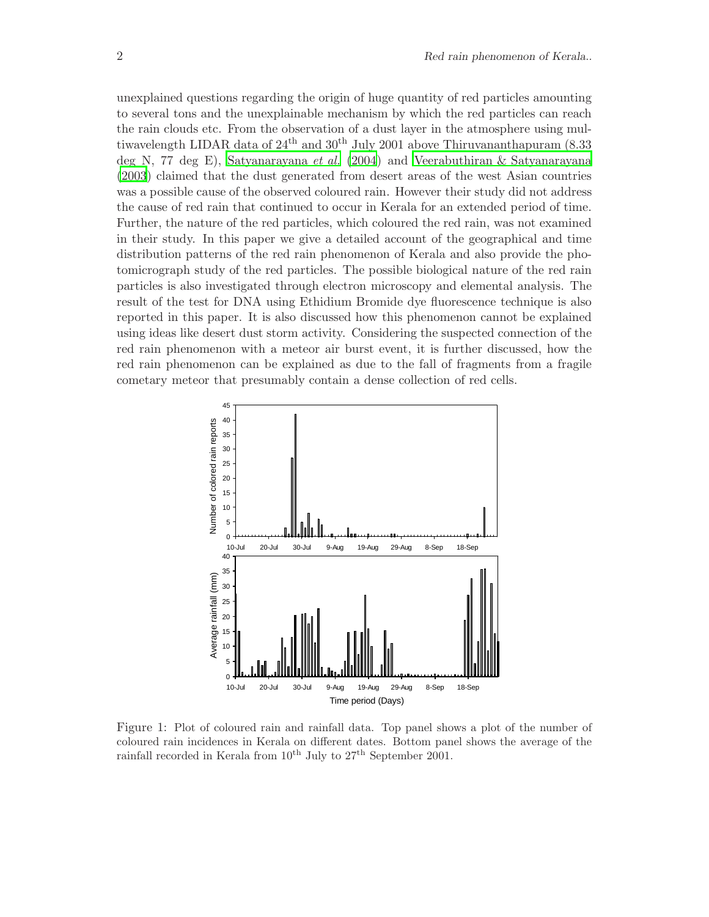unexplained questions regarding the origin of huge quantity of red particles amounting to several tons and the unexplainable mechanism by which the red particles can reach the rain clouds etc. From the observation of a dust layer in the atmosphere using multiwavelength LIDAR data of 24th and 30th July 2001 above Thiruvananthapuram (8.33 deg N, 77 deg E), Satyanarayana *et al.* (2004) and Veerabuthiran & Satyanarayana (2003) claimed that the dust generated from desert areas of the west Asian countries was a possible cause of the observed coloured rain. However their study did not address the cause of red rain that continued to occur in Kerala for an extended period of time. Further, the nature of the red particles, which coloured the red rain, was not examined in their study. In this paper we give a detailed account of the geographical and time distribution patterns of the red rain phenomenon of Kerala and also provide the photomicrograph study of the red particles. The possible biological nature of the red rain particles is also investigated through electron microscopy and elemental analysis. The result of the test for DNA using Ethidium Bromide dye fluorescence technique is also reported in this paper. It is also discussed how this phenomenon cannot be explained using ideas like desert dust storm activity. Considering the suspected connection of the red rain phenomenon with a meteor air burst event, it is further discussed, how the red rain phenomenon can be explained as due to the fall of fragments from a fragile cometary meteor that presumably contain a dense collection of red cells.

Figure 1: Plot of coloured rain and rainfall data. Top panel shows a plot of the number of coloured rain incidences in Kerala on different dates. Bottom panel shows the average of the rainfall recorded in Kerala from 10th July to 27th September 2001.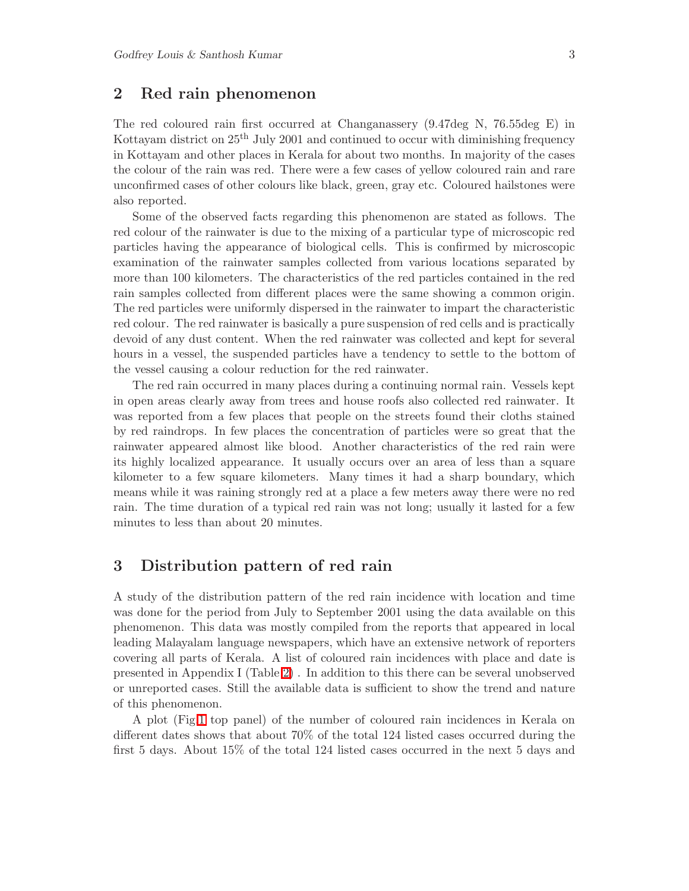## 2 Red rain phenomenon

The red coloured rain first occurred at Changanassery (9.47deg N, 76.55deg E) in Kottayam district on 25$^{th}$ July 2001 and continued to occur with diminishing frequency in Kottayam and other places in Kerala for about two months. In majority of the cases the colour of the rain was red. There were a few cases of yellow coloured rain and rare unconfirmed cases of other colours like black, green, gray etc. Coloured hailstones were also reported.

Some of the observed facts regarding this phenomenon are stated as follows. The red colour of the rainwater is due to the mixing of a particular type of microscopic red particles having the appearance of biological cells. This is confirmed by microscopic examination of the rainwater samples collected from various locations separated by more than 100 kilometers. The characteristics of the red particles contained in the red rain samples collected from different places were the same showing a common origin. The red particles were uniformly dispersed in the rainwater to impart the characteristic red colour. The red rainwater is basically a pure suspension of red cells and is practically devoid of any dust content. When the red rainwater was collected and kept for several hours in a vessel, the suspended particles have a tendency to settle to the bottom of the vessel causing a colour reduction for the red rainwater.

The red rain occurred in many places during a continuing normal rain. Vessels kept in open areas clearly away from trees and house roofs also collected red rainwater. It was reported from a few places that people on the streets found their cloths stained by red raindrops. In few places the concentration of particles were so great that the rainwater appeared almost like blood. Another characteristics of the red rain were its highly localized appearance. It usually occurs over an area of less than a square kilometer to a few square kilometers. Many times it had a sharp boundary, which means while it was raining strongly red at a place a few meters away there were no red rain. The time duration of a typical red rain was not long; usually it lasted for a few minutes to less than about 20 minutes.

## 3 Distribution pattern of red rain

A study of the distribution pattern of the red rain incidence with location and time was done for the period from July to September 2001 using the data available on this phenomenon. This data was mostly compiled from the reports that appeared in local leading Malayalam language newspapers, which have an extensive network of reporters covering all parts of Kerala. A list of coloured rain incidences with place and date is presented in Appendix I (Table 2) . In addition to this there can be several unobserved or unreported cases. Still the available data is sufficient to show the trend and nature of this phenomenon.

A plot (Fig 1 top panel) of the number of coloured rain incidences in Kerala on different dates shows that about 70% of the total 124 listed cases occurred during the first 5 days. About 15% of the total 124 listed cases occurred in the next 5 days and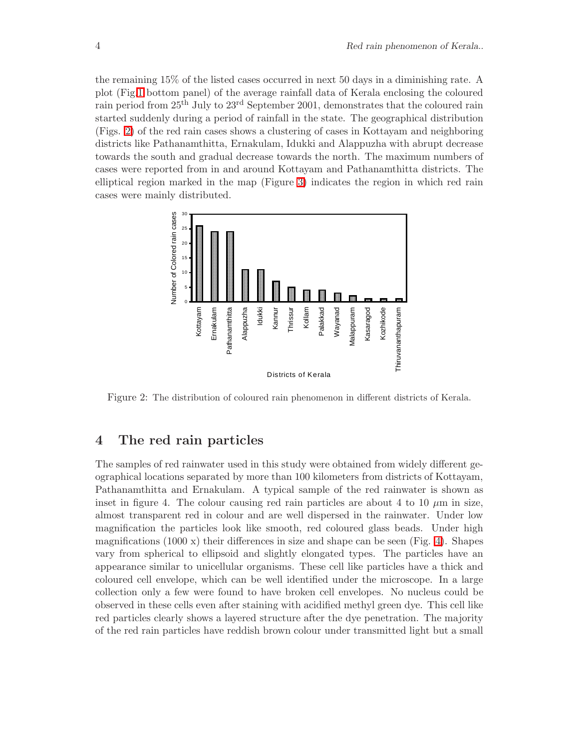the remaining 15% of the listed cases occurred in next 50 days in a diminishing rate. A plot (Fig.1 bottom panel) of the average rainfall data of Kerala enclosing the coloured rain period from 25$^{th}$ July to 23$^{rd}$ September 2001, demonstrates that the coloured rain started suddenly during a period of rainfall in the state. The geographical distribution (Figs. 2) of the red rain cases shows a clustering of cases in Kottayam and neighboring districts like Pathanamthitta, Ernakulam, Idukki and Alappuzha with abrupt decrease towards the south and gradual decrease towards the north. The maximum numbers of cases were reported from in and around Kottayam and Pathanamthitta districts. The elliptical region marked in the map (Figure 3) indicates the region in which red rain cases were mainly distributed.

Figure 2: The distribution of coloured rain phenomenon in different districts of Kerala.

## 4 The red rain particles

The samples of red rainwater used in this study were obtained from widely different geographical locations separated by more than 100 kilometers from districts of Kottayam, Pathanamthitta and Ernakulam. A typical sample of the red rainwater is shown as inset in figure 4. The colour causing red rain particles are about 4 to 10 $\mu$m in size, almost transparent red in colour and are well dispersed in the rainwater. Under low magnification the particles look like smooth, red coloured glass beads. Under high magnifications (1000 x) their differences in size and shape can be seen (Fig. 4). Shapes vary from spherical to ellipsoid and slightly elongated types. The particles have an appearance similar to unicellular organisms. These cell like particles have a thick and coloured cell envelope, which can be well identified under the microscope. In a large collection only a few were found to have broken cell envelopes. No nucleus could be observed in these cells even after staining with acidified methyl green dye. This cell like red particles clearly shows a layered structure after the dye penetration. The majority of the red rain particles have reddish brown colour under transmitted light but a small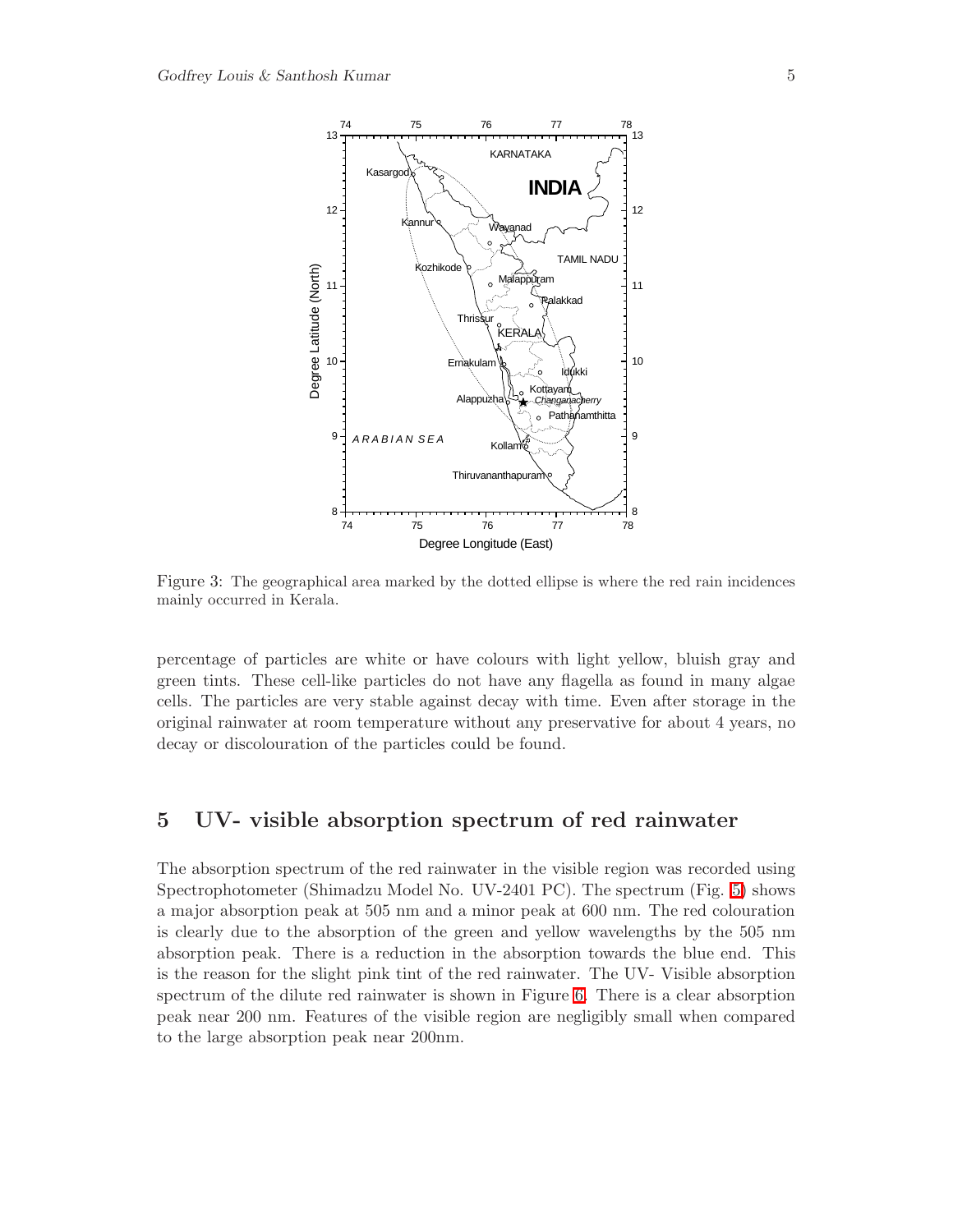Figure 3: The geographical area marked by the dotted ellipse is where the red rain incidences mainly occurred in Kerala.

percentage of particles are white or have colours with light yellow, bluish gray and green tints. These cell-like particles do not have any flagella as found in many algae cells. The particles are very stable against decay with time. Even after storage in the original rainwater at room temperature without any preservative for about 4 years, no decay or discolouration of the particles could be found.

## 5 UV- visible absorption spectrum of red rainwater

The absorption spectrum of the red rainwater in the visible region was recorded using Spectrophotometer (Shimadzu Model No. UV-2401 PC). The spectrum (Fig. 5) shows a major absorption peak at 505 nm and a minor peak at 600 nm. The red colouration is clearly due to the absorption of the green and yellow wavelengths by the 505 nm absorption peak. There is a reduction in the absorption towards the blue end. This is the reason for the slight pink tint of the red rainwater. The UV- Visible absorption spectrum of the dilute red rainwater is shown in Figure 6. There is a clear absorption peak near 200 nm. Features of the visible region are negligibly small when compared to the large absorption peak near 200nm.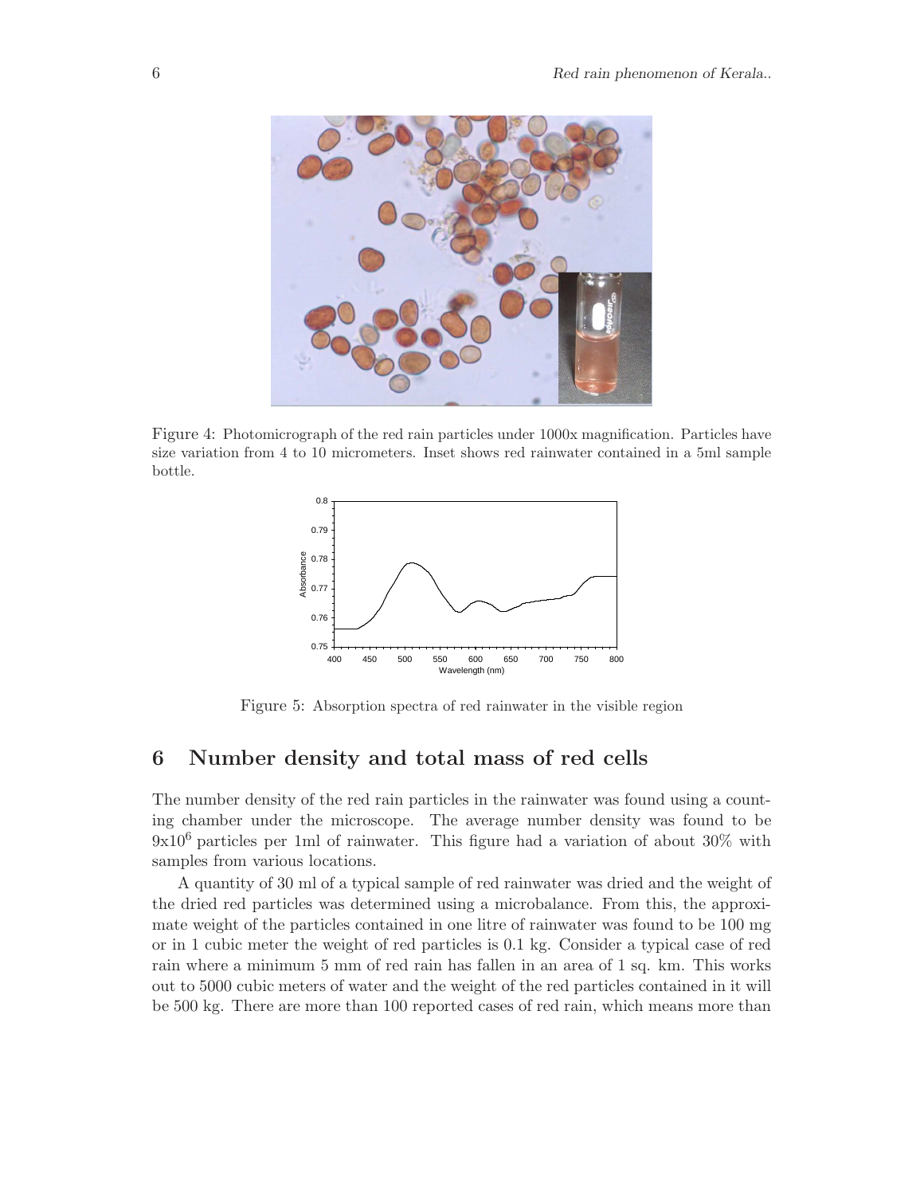Figure 4: Photomicrograph of the red rain particles under 1000x magnification. Particles have size variation from 4 to 10 micrometers. Inset shows red rainwater contained in a 5ml sample bottle.

Figure 5: Absorption spectra of red rainwater in the visible region

## 6 Number density and total mass of red cells

The number density of the red rain particles in the rainwater was found using a counting chamber under the microscope. The average number density was found to be $9 \times 10^6$ particles per 1ml of rainwater. This figure had a variation of about 30% with samples from various locations.

A quantity of 30 ml of a typical sample of red rainwater was dried and the weight of the dried red particles was determined using a microbalance. From this, the approximate weight of the particles contained in one litre of rainwater was found to be 100 mg or in 1 cubic meter the weight of red particles is 0.1 kg. Consider a typical case of red rain where a minimum 5 mm of red rain has fallen in an area of 1 sq. km. This works out to 5000 cubic meters of water and the weight of the red particles contained in it will be 500 kg. There are more than 100 reported cases of red rain, which means more than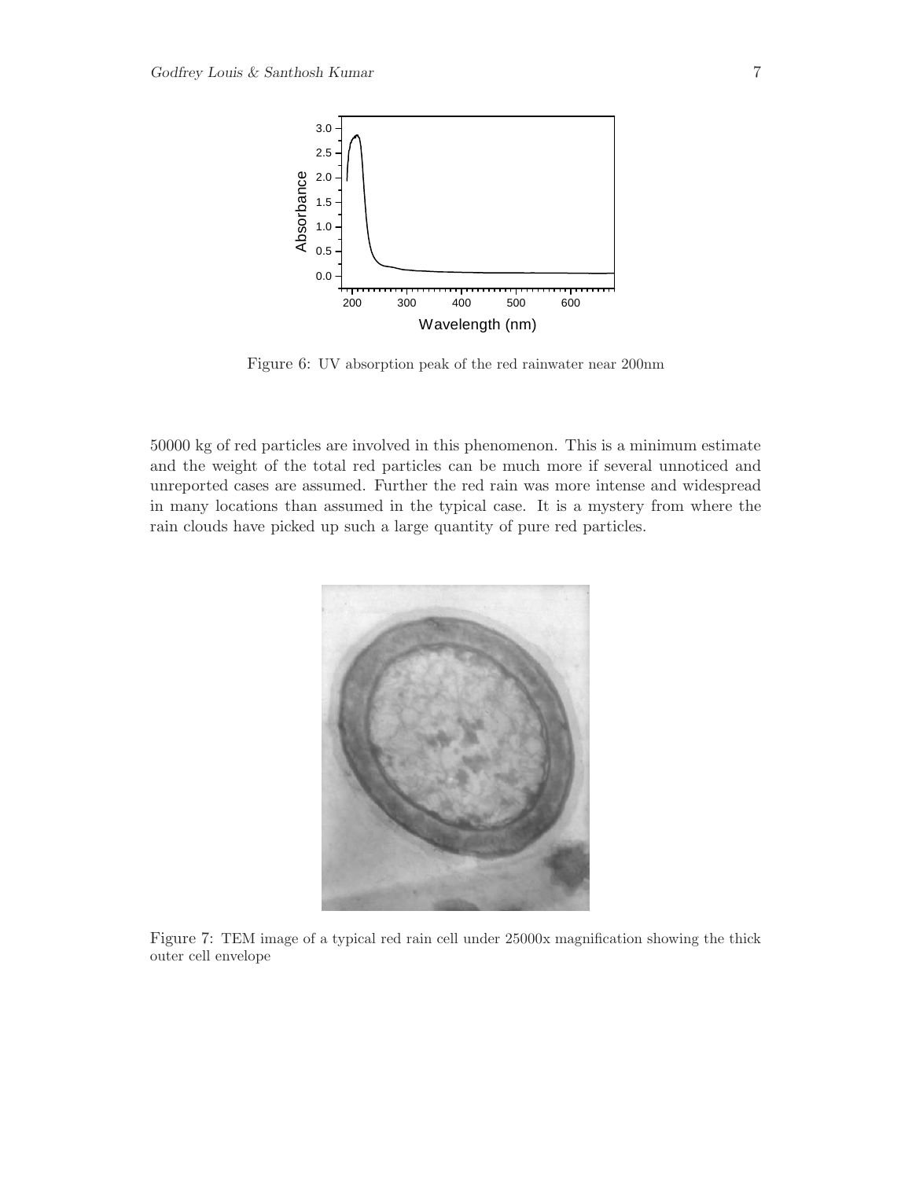Figure 6: UV absorption peak of the red rainwater near 200nm

50000 kg of red particles are involved in this phenomenon. This is a minimum estimate and the weight of the total red particles can be much more if several unnoticed and unreported cases are assumed. Further the red rain was more intense and widespread in many locations than assumed in the typical case. It is a mystery from where the rain clouds have picked up such a large quantity of pure red particles.

Figure 7: TEM image of a typical red rain cell under 25000x magnification showing the thick outer cell envelope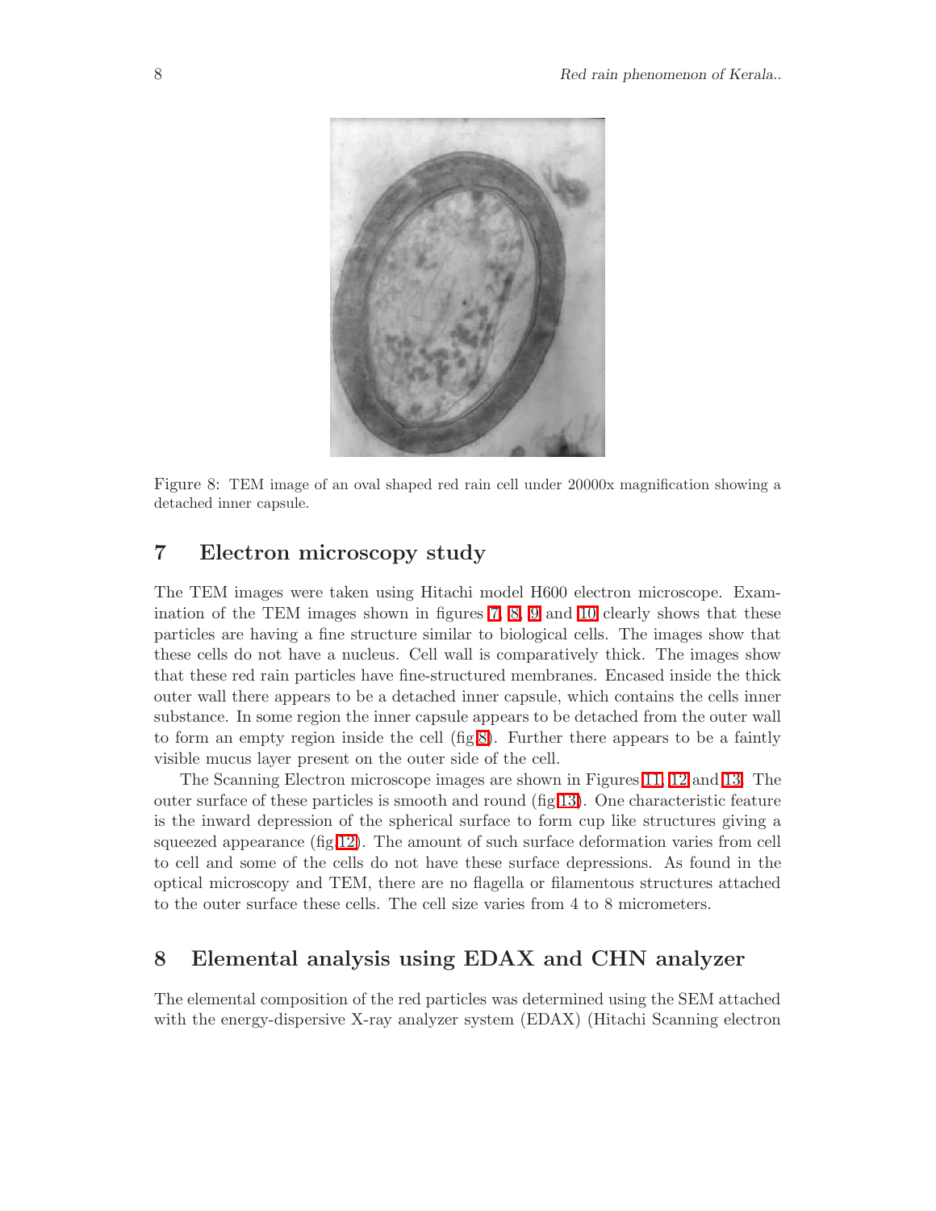Figure 8: TEM image of an oval shaped red rain cell under 20000x magnification showing a detached inner capsule.

## 7 Electron microscopy study

The TEM images were taken using Hitachi model H600 electron microscope. Examination of the TEM images shown in figures 7, 8, 9 and 10 clearly shows that these particles are having a fine structure similar to biological cells. The images show that these cells do not have a nucleus. Cell wall is comparatively thick. The images show that these red rain particles have fine-structured membranes. Encased inside the thick outer wall there appears to be a detached inner capsule, which contains the cells inner substance. In some region the inner capsule appears to be detached from the outer wall to form an empty region inside the cell (fig.8). Further there appears to be a faintly visible mucus layer present on the outer side of the cell.

The Scanning Electron microscope images are shown in Figures 11, 12 and 13. The outer surface of these particles is smooth and round (fig.13). One characteristic feature is the inward depression of the spherical surface to form cup like structures giving a squeezed appearance (fig.12). The amount of such surface deformation varies from cell to cell and some of the cells do not have these surface depressions. As found in the optical microscopy and TEM, there are no flagella or filamentous structures attached to the outer surface these cells. The cell size varies from 4 to 8 micrometers.

## 8 Elemental analysis using EDAX and CHN analyzer

The elemental composition of the red particles was determined using the SEM attached with the energy-dispersive X-ray analyzer system (EDAX) (Hitachi Scanning electron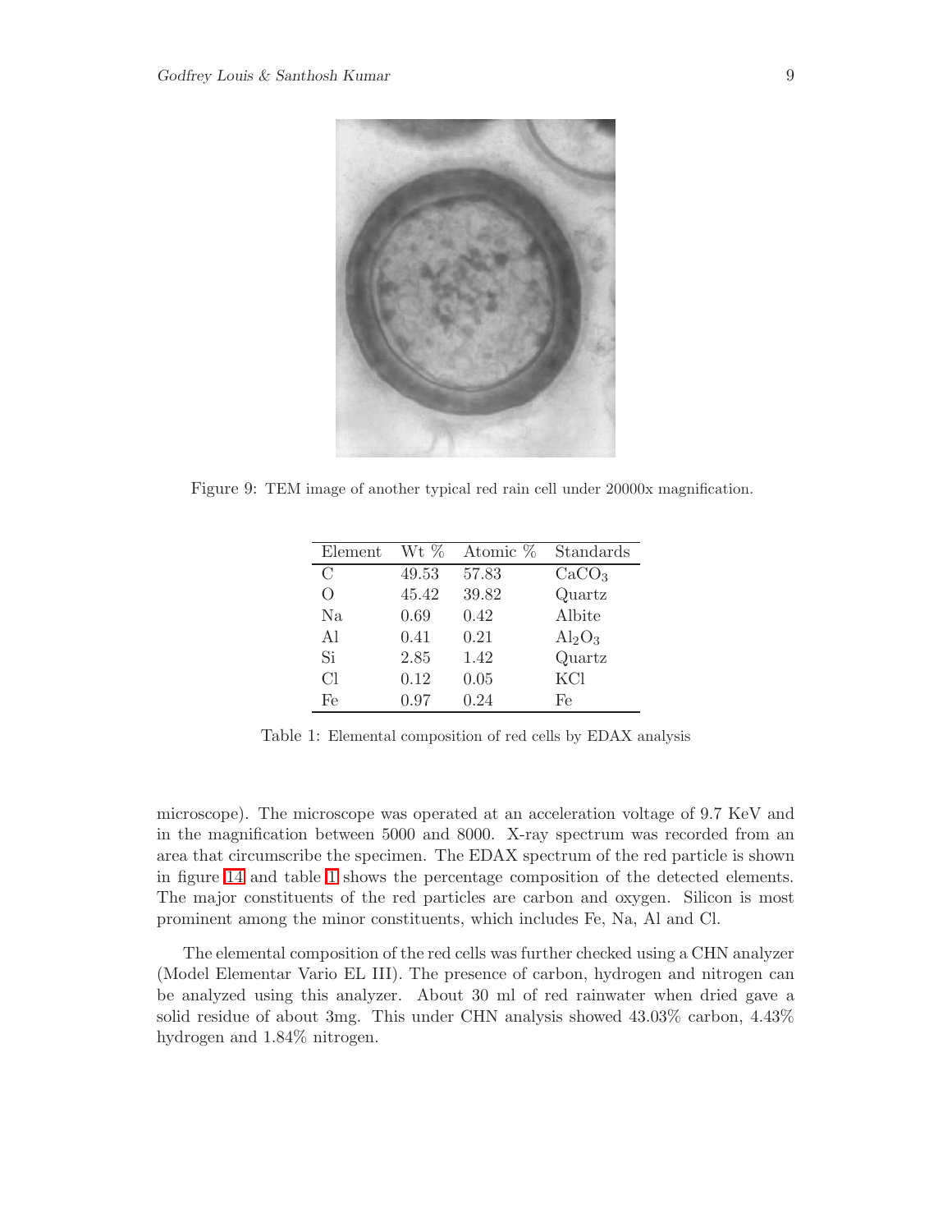Figure 9: TEM image of another typical red rain cell under 20000x magnification.

| Element | Wt % | Atomic % | Standards |
|---|---|---|---|
| C | 49.53 | 57.83 | $CaCO_3$ |
| O | 45.42 | 39.82 | Quartz |
| Na | 0.69 | 0.42 | Albite |
| Al | 0.41 | 0.21 | $Al_2O_3$ |
| Si | 2.85 | 1.42 | Quartz |
| Cl | 0.12 | 0.05 | KCl |
| Fe | 0.97 | 0.24 | Fe |

Table 1: Elemental composition of red cells by EDAX analysis

microscope). The microscope was operated at an acceleration voltage of 9.7 KeV and in the magnification between 5000 and 8000. X-ray spectrum was recorded from an area that circumscribe the specimen. The EDAX spectrum of the red particle is shown in figure 14 and table 1 shows the percentage composition of the detected elements. The major constituents of the red particles are carbon and oxygen. Silicon is most prominent among the minor constituents, which includes Fe, Na, Al and Cl.

The elemental composition of the red cells was further checked using a CHN analyzer (Model Elementar Vario EL III). The presence of carbon, hydrogen and nitrogen can be analyzed using this analyzer. About 30 ml of red rainwater when dried gave a solid residue of about 3mg. This under CHN analysis showed 43.03% carbon, 4.43% hydrogen and 1.84% nitrogen.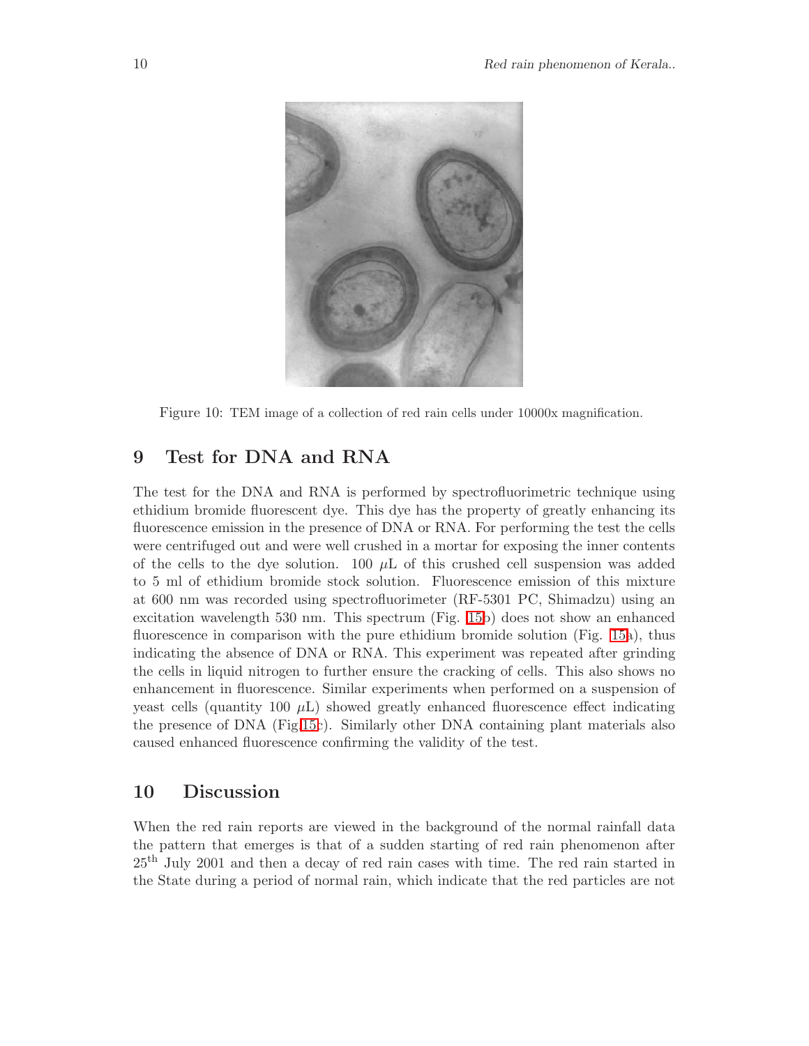Figure 10: TEM image of a collection of red rain cells under 10000x magnification.

## 9 Test for DNA and RNA

The test for the DNA and RNA is performed by spectrofluorimetric technique using ethidium bromide fluorescent dye. This dye has the property of greatly enhancing its fluorescence emission in the presence of DNA or RNA. For performing the test the cells were centrifuged out and were well crushed in a mortar for exposing the inner contents of the cells to the dye solution. 100 $\mu$L of this crushed cell suspension was added to 5 ml of ethidium bromide stock solution. Fluorescence emission of this mixture at 600 nm was recorded using spectrofluorimeter (RF-5301 PC, Shimadzu) using an excitation wavelength 530 nm. This spectrum (Fig. 15b) does not show an enhanced fluorescence in comparison with the pure ethidium bromide solution (Fig. 15a), thus indicating the absence of DNA or RNA. This experiment was repeated after grinding the cells in liquid nitrogen to further ensure the cracking of cells. This also shows no enhancement in fluorescence. Similar experiments when performed on a suspension of yeast cells (quantity 100 $\mu$L) showed greatly enhanced fluorescence effect indicating the presence of DNA (Fig.15c). Similarly other DNA containing plant materials also caused enhanced fluorescence confirming the validity of the test.

## 10 Discussion

When the red rain reports are viewed in the background of the normal rainfall data the pattern that emerges is that of a sudden starting of red rain phenomenon after 25$^{th}$ July 2001 and then a decay of red rain cases with time. The red rain started in the State during a period of normal rain, which indicate that the red particles are not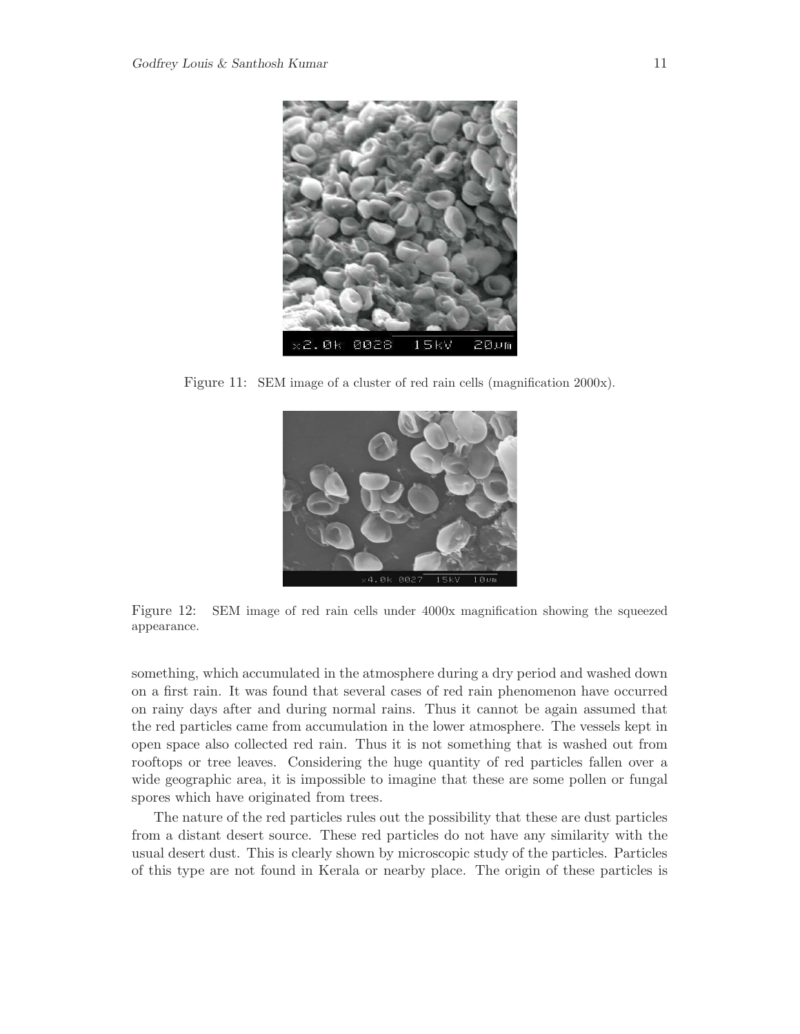Figure 11: SEM image of a cluster of red rain cells (magnification 2000x).

Figure 12: SEM image of red rain cells under 4000x magnification showing the squeezed appearance.

something, which accumulated in the atmosphere during a dry period and washed down on a first rain. It was found that several cases of red rain phenomenon have occurred on rainy days after and during normal rains. Thus it cannot be again assumed that the red particles came from accumulation in the lower atmosphere. The vessels kept in open space also collected red rain. Thus it is not something that is washed out from rooftops or tree leaves. Considering the huge quantity of red particles fallen over a wide geographic area, it is impossible to imagine that these are some pollen or fungal spores which have originated from trees.

The nature of the red particles rules out the possibility that these are dust particles from a distant desert source. These red particles do not have any similarity with the usual desert dust. This is clearly shown by microscopic study of the particles. Particles of this type are not found in Kerala or nearby place. The origin of these particles is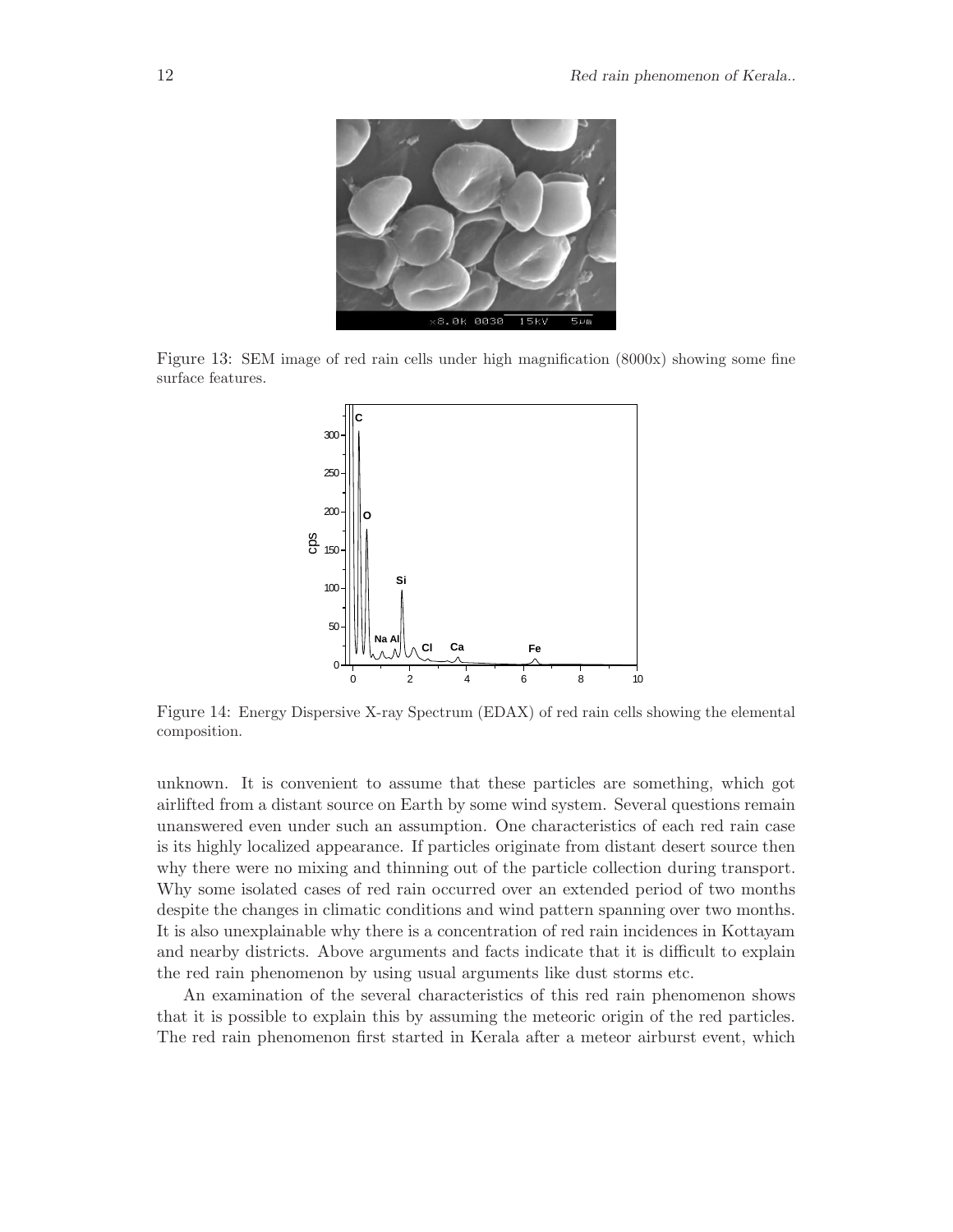Figure 13: SEM image of red rain cells under high magnification (8000x) showing some fine surface features.

Figure 14: Energy Dispersive X-ray Spectrum (EDAX) of red rain cells showing the elemental composition.

unknown. It is convenient to assume that these particles are something, which got airlifted from a distant source on Earth by some wind system. Several questions remain unanswered even under such an assumption. One characteristics of each red rain case is its highly localized appearance. If particles originate from distant desert source then why there were no mixing and thinning out of the particle collection during transport. Why some isolated cases of red rain occurred over an extended period of two months despite the changes in climatic conditions and wind pattern spanning over two months. It is also unexplainable why there is a concentration of red rain incidences in Kottayam and nearby districts. Above arguments and facts indicate that it is difficult to explain the red rain phenomenon by using usual arguments like dust storms etc.

An examination of the several characteristics of this red rain phenomenon shows that it is possible to explain this by assuming the meteoric origin of the red particles. The red rain phenomenon first started in Kerala after a meteor airburst event, which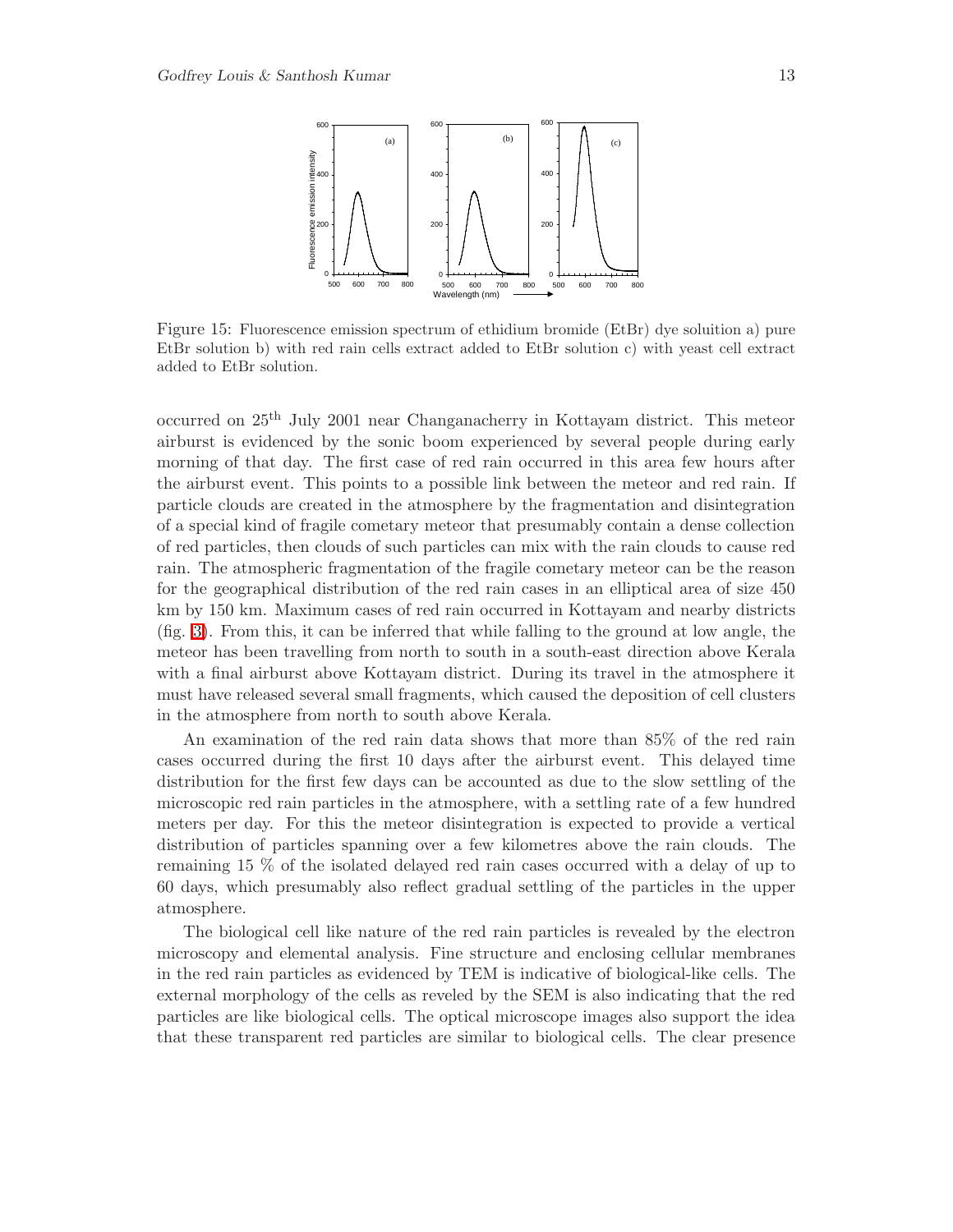Figure 15: Fluorescence emission spectrum of ethidium bromide (EtBr) dye soluition a) pure EtBr solution b) with red rain cells extract added to EtBr solution c) with yeast cell extract added to EtBr solution.

occurred on 25th July 2001 near Changanacherry in Kottayam district. This meteor airburst is evidenced by the sonic boom experienced by several people during early morning of that day. The first case of red rain occurred in this area few hours after the airburst event. This points to a possible link between the meteor and red rain. If particle clouds are created in the atmosphere by the fragmentation and disintegration of a special kind of fragile cometary meteor that presumably contain a dense collection of red particles, then clouds of such particles can mix with the rain clouds to cause red rain. The atmospheric fragmentation of the fragile cometary meteor can be the reason for the geographical distribution of the red rain cases in an elliptical area of size 450 km by 150 km. Maximum cases of red rain occurred in Kottayam and nearby districts (fig. 3). From this, it can be inferred that while falling to the ground at low angle, the meteor has been travelling from north to south in a south-east direction above Kerala with a final airburst above Kottayam district. During its travel in the atmosphere it must have released several small fragments, which caused the deposition of cell clusters in the atmosphere from north to south above Kerala.

An examination of the red rain data shows that more than 85% of the red rain cases occurred during the first 10 days after the airburst event. This delayed time distribution for the first few days can be accounted as due to the slow settling of the microscopic red rain particles in the atmosphere, with a settling rate of a few hundred meters per day. For this the meteor disintegration is expected to provide a vertical distribution of particles spanning over a few kilometres above the rain clouds. The remaining 15 % of the isolated delayed red rain cases occurred with a delay of up to 60 days, which presumably also reflect gradual settling of the particles in the upper atmosphere.

The biological cell like nature of the red rain particles is revealed by the electron microscopy and elemental analysis. Fine structure and enclosing cellular membranes in the red rain particles as evidenced by TEM is indicative of biological-like cells. The external morphology of the cells as reveled by the SEM is also indicating that the red particles are like biological cells. The optical microscope images also support the idea that these transparent red particles are similar to biological cells. The clear presence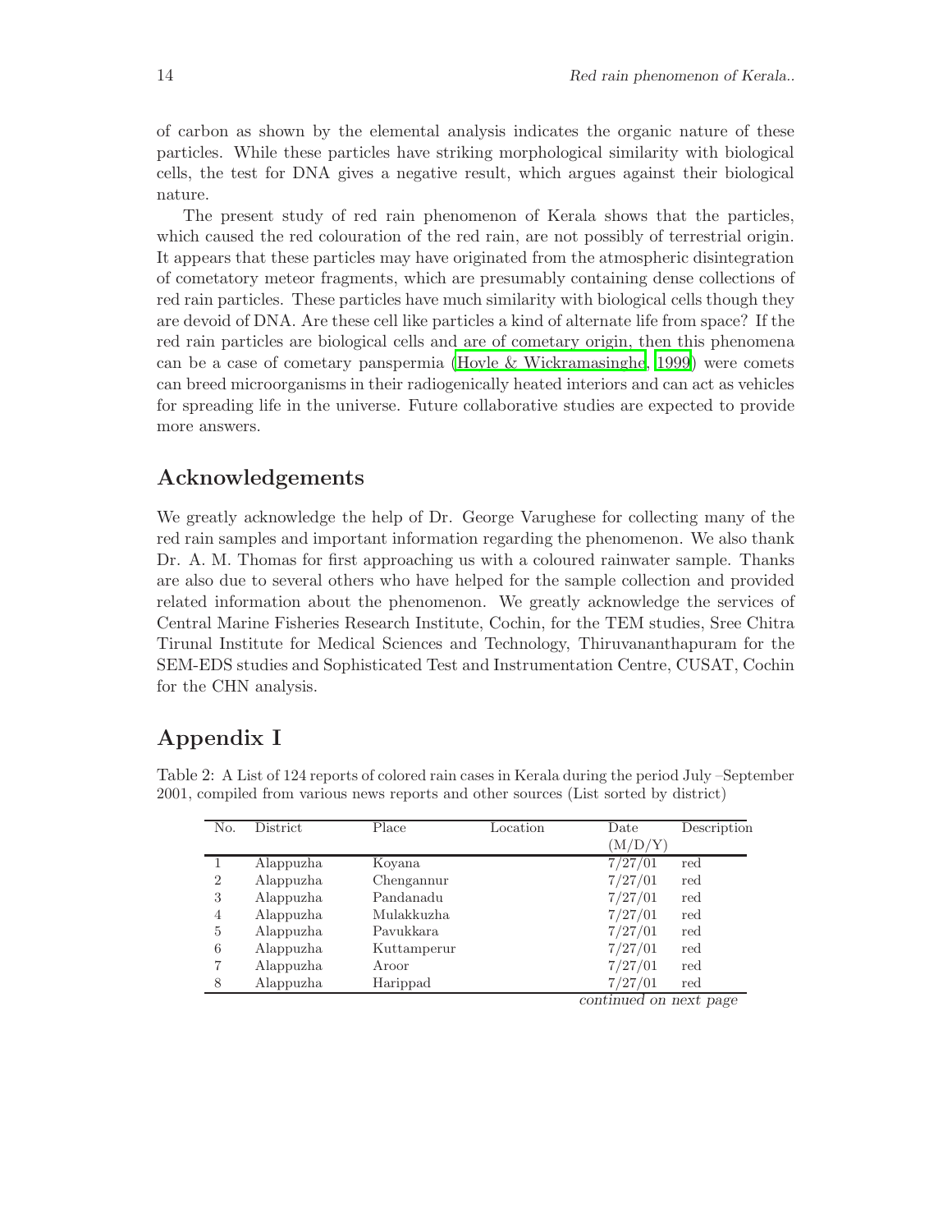of carbon as shown by the elemental analysis indicates the organic nature of these particles. While these particles have striking morphological similarity with biological cells, the test for DNA gives a negative result, which argues against their biological nature.

The present study of red rain phenomenon of Kerala shows that the particles, which caused the red colouration of the red rain, are not possibly of terrestrial origin. It appears that these particles may have originated from the atmospheric disintegration of cometatory meteor fragments, which are presumably containing dense collections of red rain particles. These particles have much similarity with biological cells though they are devoid of DNA. Are these cell like particles a kind of alternate life from space? If the red rain particles are biological cells and are of cometary origin, then this phenomena can be a case of cometary panspermia (Hoyle & Wickramasinghe, 1999) were comets can breed microorganisms in their radiogenically heated interiors and can act as vehicles for spreading life in the universe. Future collaborative studies are expected to provide more answers.

## Acknowledgements

We greatly acknowledge the help of Dr. George Varughese for collecting many of the red rain samples and important information regarding the phenomenon. We also thank Dr. A. M. Thomas for first approaching us with a coloured rainwater sample. Thanks are also due to several others who have helped for the sample collection and provided related information about the phenomenon. We greatly acknowledge the services of Central Marine Fisheries Research Institute, Cochin, for the TEM studies, Sree Chitra Tirunal Institute for Medical Sciences and Technology, Thiruvananthapuram for the SEM-EDS studies and Sophisticated Test and Instrumentation Centre, CUSAT, Cochin for the CHN analysis.

## Appendix I

Table 2: A List of 124 reports of colored rain cases in Kerala during the period July –September 2001, compiled from various news reports and other sources (List sorted by district)

| No. | District | Place | Location | Date (M/D/Y) | Description |
|---|---|---|---|---|---|
| 1 | Alappuzha | Koyana | | 7/27/01 | red |
| 2 | Alappuzha | Chengannur | | 7/27/01 | red |
| 3 | Alappuzha | Pandanadu | | 7/27/01 | red |
| 4 | Alappuzha | Mulakkuzha | | 7/27/01 | red |
| 5 | Alappuzha | Pavukkara | | 7/27/01 | red |
| 6 | Alappuzha | Kuttamperur | | 7/27/01 | red |
| 7 | Alappuzha | Aroor | | 7/27/01 | red |
| 8 | Alappuzha | Harippad | | 7/27/01 | red |

*continued on next page*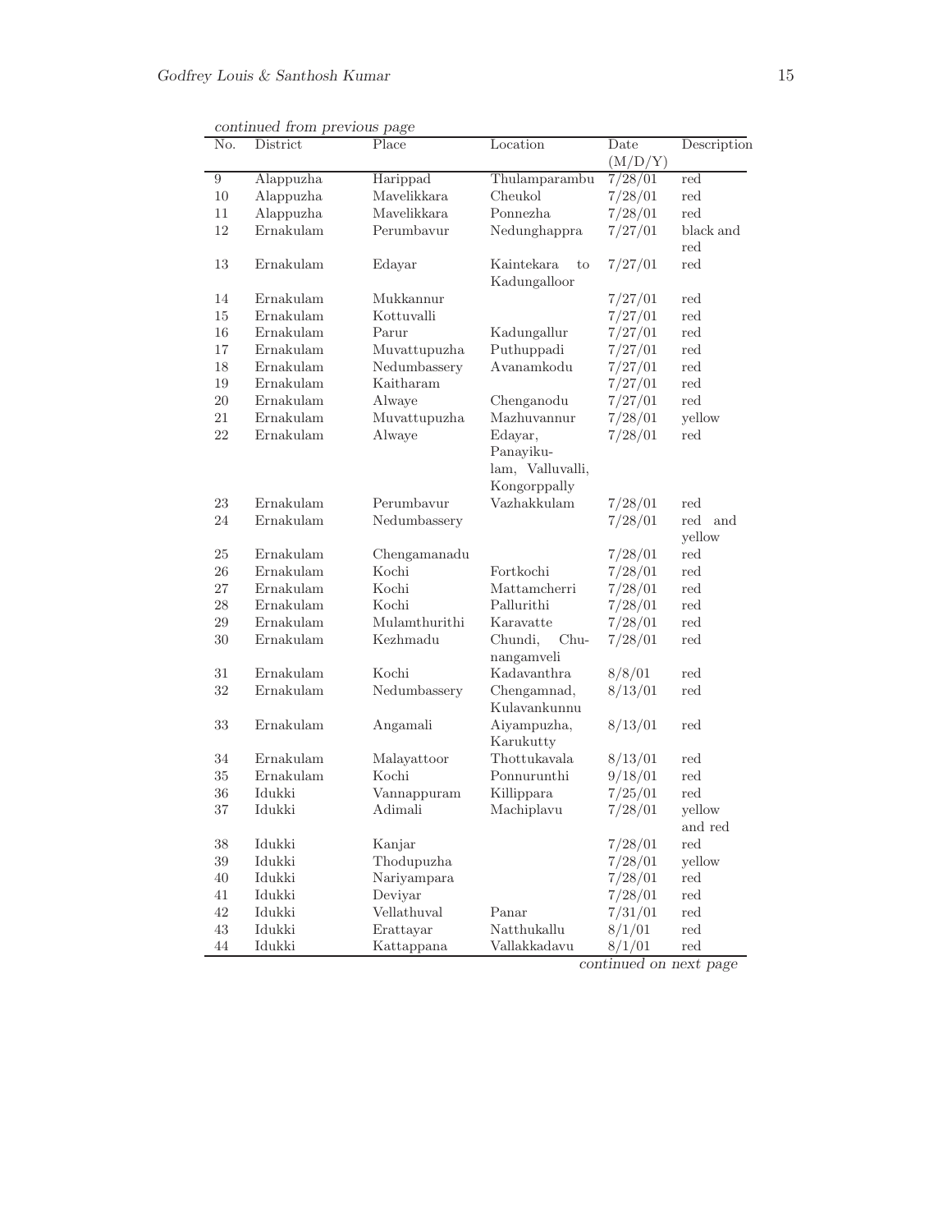*continued from previous page*

| No. | District | Place | Location | Date (M/D/Y) | Description |
|---|---|---|---|---|---|
| 9 | Alappuzha | Harippad | Thulamparambu | 7/28/01 | red |
| 10 | Alappuzha | Mavelikkara | Cheukol | 7/28/01 | red |
| 11 | Alappuzha | Mavelikkara | Ponnezha | 7/28/01 | red |
| 12 | Ernakulam | Perumbavur | Nedunghappra | 7/27/01 | black and red |
| 13 | Ernakulam | Edayar | Kaintekara to Kadungalloor | 7/27/01 | red |
| 14 | Ernakulam | Mukkannur | | 7/27/01 | red |
| 15 | Ernakulam | Kottuvalli | | 7/27/01 | red |
| 16 | Ernakulam | Parur | Kadungallur | 7/27/01 | red |
| 17 | Ernakulam | Muvattupuzha | Puthuppadi | 7/27/01 | red |
| 18 | Ernakulam | Nedumbassery | Avanamkodu | 7/27/01 | red |
| 19 | Ernakulam | Kaitharam | | 7/27/01 | red |
| 20 | Ernakulam | Alwaye | Chenganodu | 7/27/01 | red |
| 21 | Ernakulam | Muvattupuzha | Mazhuvannur | 7/28/01 | yellow |
| 22 | Ernakulam | Alwaye | Edayar, Panayikulam, Valluvalli, Kongorppally | 7/28/01 | red |
| 23 | Ernakulam | Perumbavur | Vazhakkulam | 7/28/01 | red |
| 24 | Ernakulam | Nedumbassery | | 7/28/01 | red and yellow |
| 25 | Ernakulam | Chengamanadu | | 7/28/01 | red |
| 26 | Ernakulam | Kochi | Fortkochi | 7/28/01 | red |
| 27 | Ernakulam | Kochi | Mattamcherri | 7/28/01 | red |
| 28 | Ernakulam | Kochi | Pallurithi | 7/28/01 | red |
| 29 | Ernakulam | Mulamthurithi | Karavatte | 7/28/01 | red |
| 30 | Ernakulam | Kezhmadu | Chundi, Chunangamveli | 7/28/01 | red |
| 31 | Ernakulam | Kochi | Kadavanthra | 8/8/01 | red |
| 32 | Ernakulam | Nedumbassery | Chengamnad, Kulavankunnu | 8/13/01 | red |
| 33 | Ernakulam | Angamali | Aiyampuzha, Karukutty | 8/13/01 | red |
| 34 | Ernakulam | Malayattoor | Thottukavala | 8/13/01 | red |
| 35 | Ernakulam | Kochi | Ponnurunthi | 9/18/01 | red |
| 36 | Idukki | Vannappuram | Killippara | 7/25/01 | red |
| 37 | Idukki | Adimali | Machiplavu | 7/28/01 | yellow and red |
| 38 | Idukki | Kanjar | | 7/28/01 | red |
| 39 | Idukki | Thodupuzha | | 7/28/01 | yellow |
| 40 | Idukki | Nariyampara | | 7/28/01 | red |
| 41 | Idukki | Deviyar | | 7/28/01 | red |
| 42 | Idukki | Vellathuval | Panar | 7/31/01 | red |
| 43 | Idukki | Erattayar | Natthukallu | 8/1/01 | red |
| 44 | Idukki | Kattappana | Vallakkadavu | 8/1/01 | red |

*continued on next page*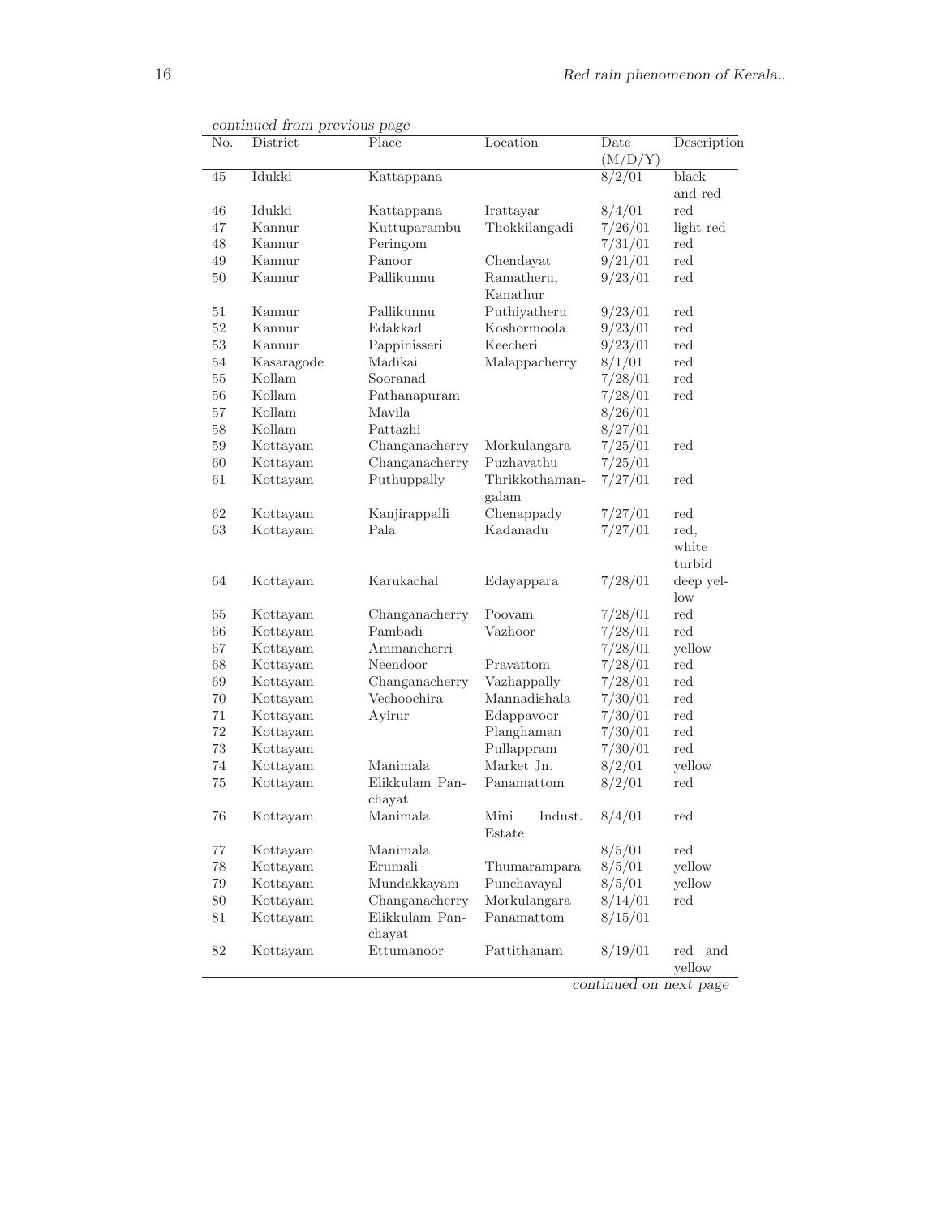*continued from previous page*

| No. | District | Place | Location | Date (M/D/Y) | Description |
|---|---|---|---|---|---|
| 45 | Idukki | Kattappana | | 8/2/01 | black and red |
| 46 | Idukki | Kattappana | Irattayar | 8/4/01 | red |
| 47 | Kannur | Kuttuparambu | Thokkilangadi | 7/26/01 | light red |
| 48 | Kannur | Peringom | | 7/31/01 | red |
| 49 | Kannur | Panoor | Chendayat | 9/21/01 | red |
| 50 | Kannur | Pallikunnu | Ramatheru, Kanathur | 9/23/01 | red |
| 51 | Kannur | Pallikunnu | Puthiyatheru | 9/23/01 | red |
| 52 | Kannur | Edakkad | Koshormoola | 9/23/01 | red |
| 53 | Kannur | Pappinisseri | Keecheri | 9/23/01 | red |
| 54 | Kasaragode | Madikai | Malappacherry | 8/1/01 | red |
| 55 | Kollam | Sooranad | | 7/28/01 | red |
| 56 | Kollam | Pathanapuram | | 7/28/01 | red |
| 57 | Kollam | Mavila | | 8/26/01 | |
| 58 | Kollam | Pattazhi | | 8/27/01 | |
| 59 | Kottayam | Changanacherry | Morkulangara | 7/25/01 | red |
| 60 | Kottayam | Changanacherry | Puzhavathu | 7/25/01 | |
| 61 | Kottayam | Puthuppally | Thrikkothamangalam | 7/27/01 | red |
| 62 | Kottayam | Kanjirappalli | Chenappady | 7/27/01 | red |
| 63 | Kottayam | Pala | Kadanadu | 7/27/01 | red, white turbid |
| 64 | Kottayam | Karukachal | Edayappara | 7/28/01 | deep yellow |
| 65 | Kottayam | Changanacherry | Poovam | 7/28/01 | red |
| 66 | Kottayam | Pambadi | Vazhoor | 7/28/01 | red |
| 67 | Kottayam | Ammancherri | | 7/28/01 | yellow |
| 68 | Kottayam | Neendoor | Pravattom | 7/28/01 | red |
| 69 | Kottayam | Changanacherry | Vazhappally | 7/28/01 | red |
| 70 | Kottayam | Vechoochira | Mannadishala | 7/30/01 | red |
| 71 | Kottayam | Ayirur | Edappavoor | 7/30/01 | red |
| 72 | Kottayam | | Planghaman | 7/30/01 | red |
| 73 | Kottayam | | Pullappram | 7/30/01 | red |
| 74 | Kottayam | Manimala | Market Jn. | 8/2/01 | yellow |
| 75 | Kottayam | Elikkulam Panchayat | Panamattom | 8/2/01 | red |
| 76 | Kottayam | Manimala | Mini Indust. Estate | 8/4/01 | red |
| 77 | Kottayam | Manimala | | 8/5/01 | red |
| 78 | Kottayam | Erumali | Thumarampara | 8/5/01 | yellow |
| 79 | Kottayam | Mundakkayam | Punchavayal | 8/5/01 | yellow |
| 80 | Kottayam | Changanacherry | Morkulangara | 8/14/01 | red |
| 81 | Kottayam | Elikkulam Panchayat | Panamattom | 8/15/01 | |
| 82 | Kottayam | Ettumanoor | Pattithanam | 8/19/01 | red and yellow |

*continued on next page*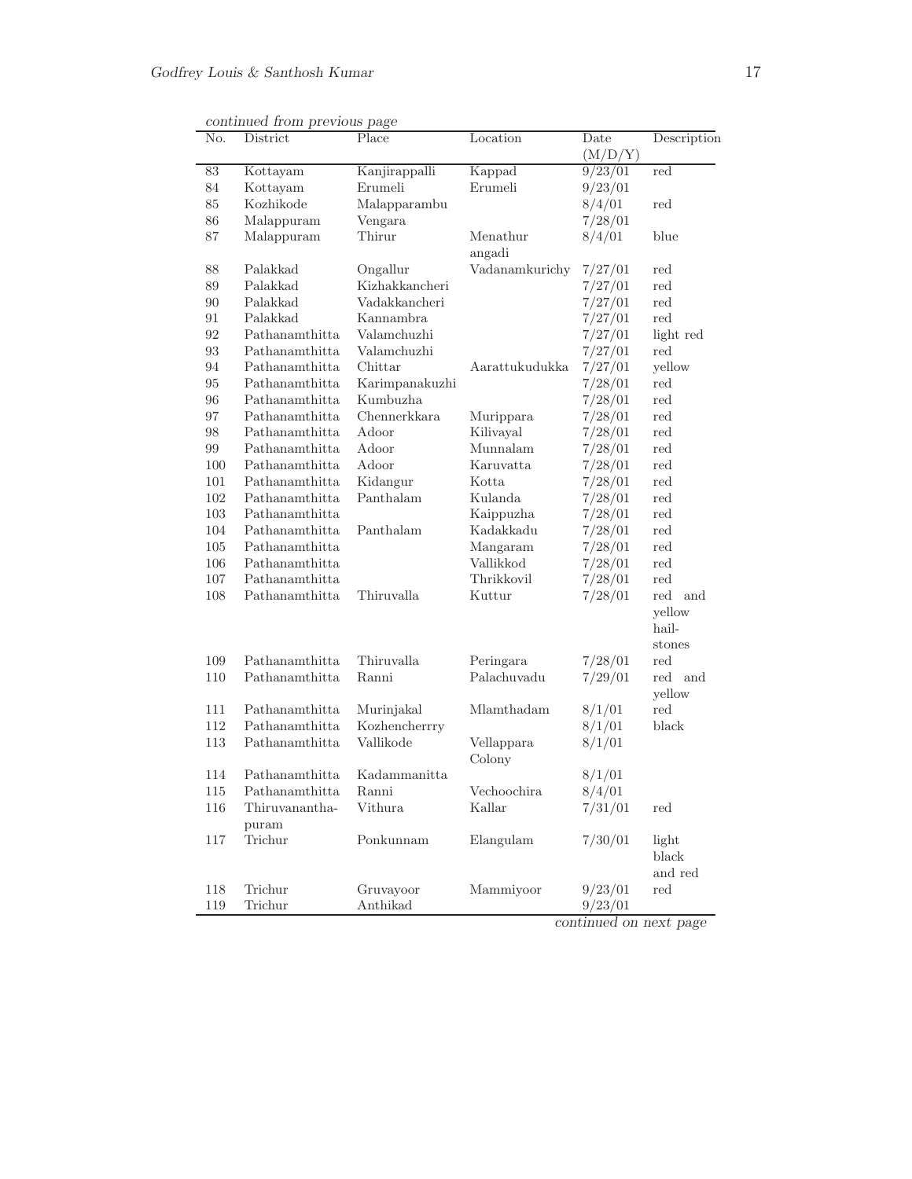*continued from previous page*

| No. | District | Place | Location | Date (M/D/Y) | Description |
|---|---|---|---|---|---|
| 83 | Kottayam | Kanjirappalli | Kappad | 9/23/01 | red |
| 84 | Kottayam | Erumeli | Erumeli | 9/23/01 | |
| 85 | Kozhikode | Malapparambu | | 8/4/01 | red |
| 86 | Malappuram | Vengara | | 7/28/01 | |
| 87 | Malappuram | Thirur | Menathur angadi | 8/4/01 | blue |
| 88 | Palakkad | Ongallur | Vadanamkurichy | 7/27/01 | red |
| 89 | Palakkad | Kizhakkancheri | | 7/27/01 | red |
| 90 | Palakkad | Vadakkancheri | | 7/27/01 | red |
| 91 | Palakkad | Kannambra | | 7/27/01 | red |
| 92 | Pathanamthitta | Valamchuzhi | | 7/27/01 | light red |
| 93 | Pathanamthitta | Valamchuzhi | | 7/27/01 | red |
| 94 | Pathanamthitta | Chittar | Aarattukudukka | 7/27/01 | yellow |
| 95 | Pathanamthitta | Karimpanakuzhi | | 7/28/01 | red |
| 96 | Pathanamthitta | Kumbuzha | | 7/28/01 | red |
| 97 | Pathanamthitta | Chennerkkara | Murippara | 7/28/01 | red |
| 98 | Pathanamthitta | Adoor | Kilivayal | 7/28/01 | red |
| 99 | Pathanamthitta | Adoor | Munnalam | 7/28/01 | red |
| 100 | Pathanamthitta | Adoor | Karuvatta | 7/28/01 | red |
| 101 | Pathanamthitta | Kidangur | Kotta | 7/28/01 | red |
| 102 | Pathanamthitta | Panthalam | Kulanda | 7/28/01 | red |
| 103 | Pathanamthitta | | Kaippuzha | 7/28/01 | red |
| 104 | Pathanamthitta | Panthalam | Kadakkadu | 7/28/01 | red |
| 105 | Pathanamthitta | | Mangaram | 7/28/01 | red |
| 106 | Pathanamthitta | | Vallikkod | 7/28/01 | red |
| 107 | Pathanamthitta | | Thrikkovil | 7/28/01 | red |
| 108 | Pathanamthitta | Thiruvalla | Kuttur | 7/28/01 | red and yellow hail-stones |
| 109 | Pathanamthitta | Thiruvalla | Peringara | 7/28/01 | red |
| 110 | Pathanamthitta | Ranni | Palachuvadu | 7/29/01 | red and yellow |
| 111 | Pathanamthitta | Murinjakal | Mlamthadam | 8/1/01 | red |
| 112 | Pathanamthitta | Kozhencherrry | | 8/1/01 | black |
| 113 | Pathanamthitta | Vallikode | Vellappara Colony | 8/1/01 | |
| 114 | Pathanamthitta | Kadammanitta | | 8/1/01 | |
| 115 | Pathanamthitta | Ranni | Vechoochira | 8/4/01 | |
| 116 | Thiruvanantha-puram | Vithura | Kallar | 7/31/01 | red |
| 117 | Trichur | Ponkunnam | Elangulam | 7/30/01 | light black and red |
| 118 | Trichur | Gruvayoor | Mammiyoor | 9/23/01 | red |
| 119 | Trichur | Anthikad | | 9/23/01 | |

*continued on next page*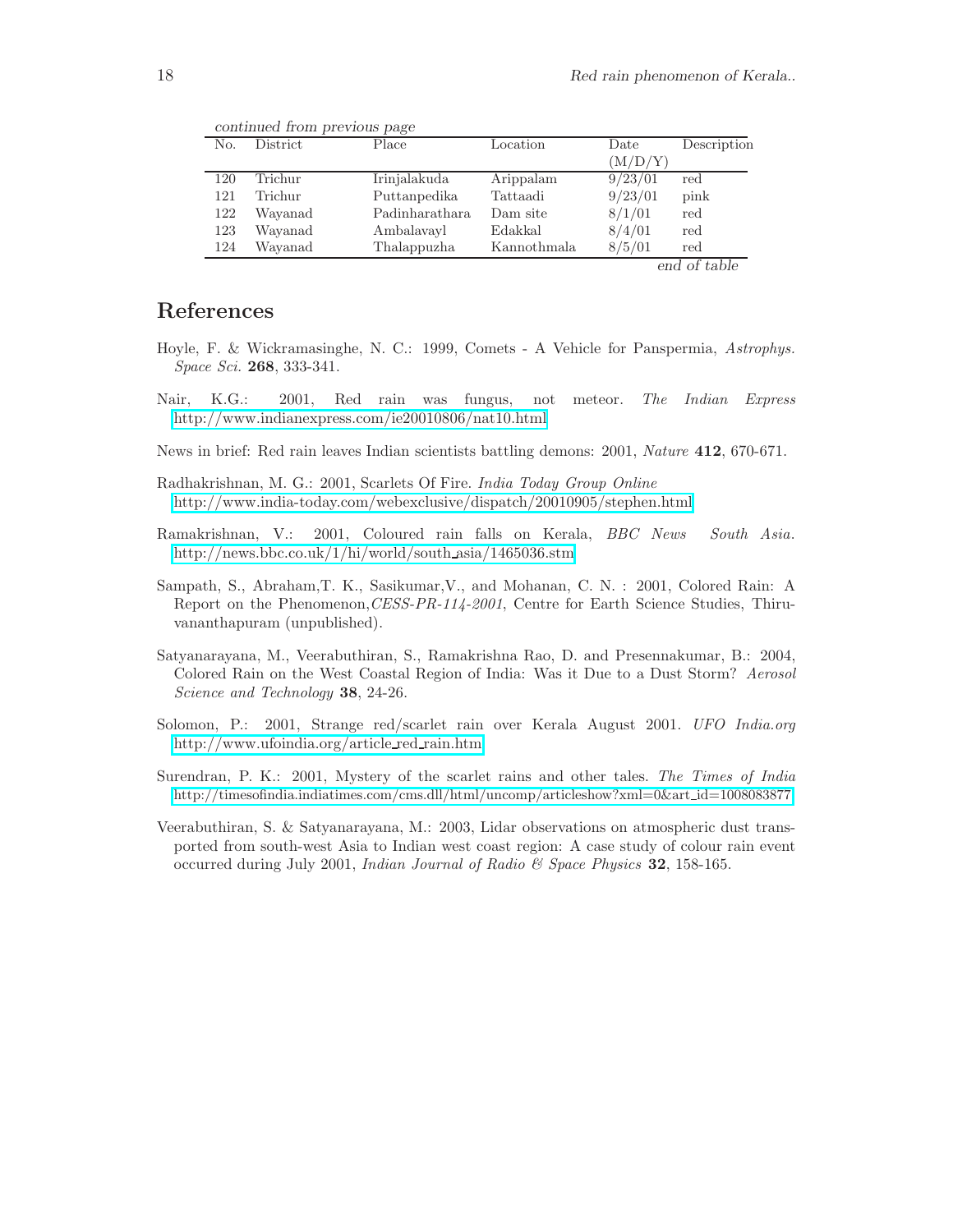*continued from previous page*

| No. | District | Place | Location | Date (M/D/Y) | Description |
|---|---|---|---|---|---|
| 120 | Trichur | Irinjalakuda | Arippalam | 9/23/01 | red |
| 121 | Trichur | Puttanpedika | Tattaadi | 9/23/01 | pink |
| 122 | Wayanad | Padinharathara | Dam site | 8/1/01 | red |
| 123 | Wayanad | Ambalavayl | Edakkal | 8/4/01 | red |
| 124 | Wayanad | Thalappuzha | Kannothmala | 8/5/01 | red |

*end of table*

## References

Hoyle, F. & Wickramasinghe, N. C.: 1999, Comets - A Vehicle for Panspermia, *Astrophys. Space Sci.* **268**, 333-341.

Nair, K.G.: 2001, Red rain was fungus, not meteor. *The Indian Express* http://www.indianexpress.com/ie20010806/nat10.html

News in brief: Red rain leaves Indian scientists battling demons: 2001, *Nature* **412**, 670-671.

Radhakrishnan, M. G.: 2001, Scarlets Of Fire. *India Today Group Online* http://www.india-today.com/webexclusive/dispatch/20010905/stephen.html

Ramakrishnan, V.: 2001, Coloured rain falls on Kerala, *BBC News South Asia.* http://news.bbc.co.uk/1/hi/world/south_asia/1465036.stm

Sampath, S., Abraham,T. K., Sasikumar,V., and Mohanan, C. N. : 2001, Colored Rain: A Report on the Phenomenon,*CESS-PR-114-2001*, Centre for Earth Science Studies, Thiruvananthapuram (unpublished).

Satyanarayana, M., Veerabuthiran, S., Ramakrishna Rao, D. and Presennakumar, B.: 2004, Colored Rain on the West Coastal Region of India: Was it Due to a Dust Storm? *Aerosol Science and Technology* **38**, 24-26.

Solomon, P.: 2001, Strange red/scarlet rain over Kerala August 2001. *UFO India.org* http://www.ufoindia.org/article_red_rain.htm

Surendran, P. K.: 2001, Mystery of the scarlet rains and other tales. *The Times of India* http://timesofindia.indiatimes.com/cms.dll/html/uncomp/articleshow?xml=0&art_id=1008083877

Veerabuthiran, S. & Satyanarayana, M.: 2003, Lidar observations on atmospheric dust transported from south-west Asia to Indian west coast region: A case study of colour rain event occurred during July 2001, *Indian Journal of Radio & Space Physics* **32**, 158-165.